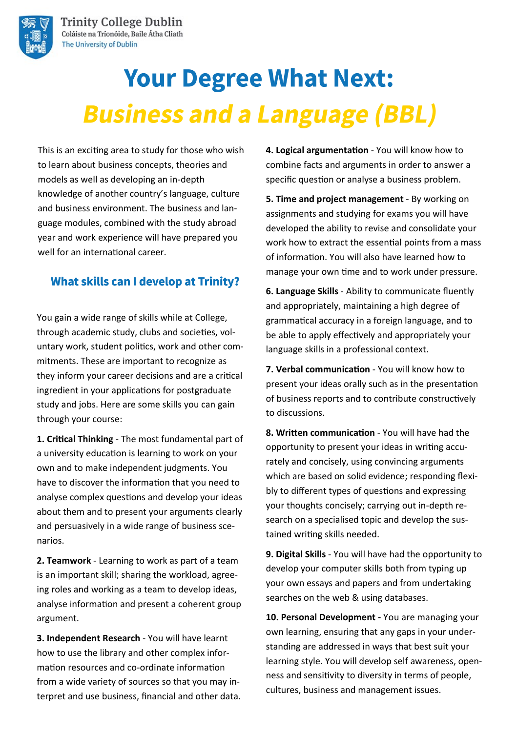Trinity College Dublin
Coláiste na Tríonóide, Baile Átha Cliath
The University of Dublin

# Your Degree What Next:
# *Business and a Language (BBL)*

This is an exciting area to study for those who wish to learn about business concepts, theories and models as well as developing an in-depth knowledge of another country's language, culture and business environment. The business and language modules, combined with the study abroad year and work experience will have prepared you well for an international career.

## What skills can I develop at Trinity?

You gain a wide range of skills while at College, through academic study, clubs and societies, voluntary work, student politics, work and other commitments. These are important to recognize as they inform your career decisions and are a critical ingredient in your applications for postgraduate study and jobs. Here are some skills you can gain through your course:

**1. Critical Thinking** - The most fundamental part of a university education is learning to work on your own and to make independent judgments. You have to discover the information that you need to analyse complex questions and develop your ideas about them and to present your arguments clearly and persuasively in a wide range of business scenarios.

**2. Teamwork** - Learning to work as part of a team is an important skill; sharing the workload, agreeing roles and working as a team to develop ideas, analyse information and present a coherent group argument.

**3. Independent Research** - You will have learnt how to use the library and other complex information resources and co-ordinate information from a wide variety of sources so that you may interpret and use business, financial and other data.

**4. Logical argumentation** - You will know how to combine facts and arguments in order to answer a specific question or analyse a business problem.

**5. Time and project management** - By working on assignments and studying for exams you will have developed the ability to revise and consolidate your work how to extract the essential points from a mass of information. You will also have learned how to manage your own time and to work under pressure.

**6. Language Skills** - Ability to communicate fluently and appropriately, maintaining a high degree of grammatical accuracy in a foreign language, and to be able to apply effectively and appropriately your language skills in a professional context.

**7. Verbal communication** - You will know how to present your ideas orally such as in the presentation of business reports and to contribute constructively to discussions.

**8. Written communication** - You will have had the opportunity to present your ideas in writing accurately and concisely, using convincing arguments which are based on solid evidence; responding flexibly to different types of questions and expressing your thoughts concisely; carrying out in-depth research on a specialised topic and develop the sustained writing skills needed.

**9. Digital Skills** - You will have had the opportunity to develop your computer skills both from typing up your own essays and papers and from undertaking searches on the web & using databases.

**10. Personal Development -** You are managing your own learning, ensuring that any gaps in your understanding are addressed in ways that best suit your learning style. You will develop self awareness, openness and sensitivity to diversity in terms of people, cultures, business and management issues.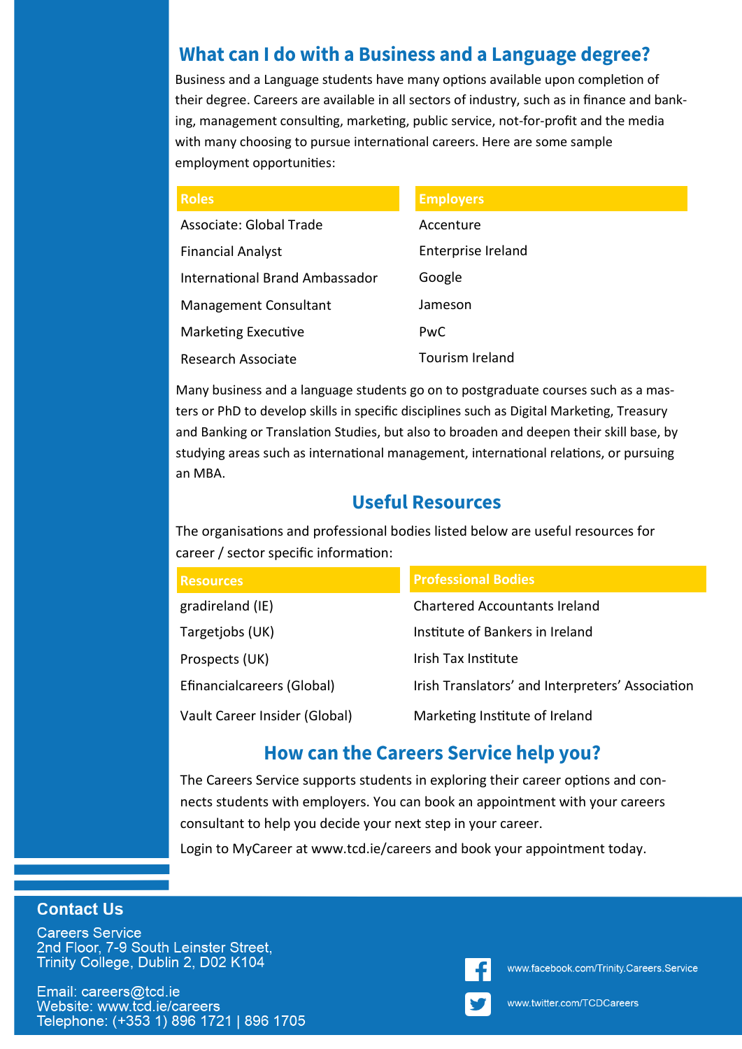## What can I do with a Business and a Language degree?

Business and a Language students have many options available upon completion of their degree. Careers are available in all sectors of industry, such as in finance and banking, management consulting, marketing, public service, not-for-profit and the media with many choosing to pursue international careers. Here are some sample employment opportunities:

| Roles | Employers |
|---|---|
| Associate: Global Trade | Accenture |
| Financial Analyst | Enterprise Ireland |
| International Brand Ambassador | Google |
| Management Consultant | Jameson |
| Marketing Executive | PwC |
| Research Associate | Tourism Ireland |

Many business and a language students go on to postgraduate courses such as a masters or PhD to develop skills in specific disciplines such as Digital Marketing, Treasury and Banking or Translation Studies, but also to broaden and deepen their skill base, by studying areas such as international management, international relations, or pursuing an MBA.

## Useful Resources

The organisations and professional bodies listed below are useful resources for career / sector specific information:

| Resources | Professional Bodies |
|---|---|
| gradireland (IE) | Chartered Accountants Ireland |
| Targetjobs (UK) | Institute of Bankers in Ireland |
| Prospects (UK) | Irish Tax Institute |
| Efinancialcareers (Global) | Irish Translators' and Interpreters' Association |
| Vault Career Insider (Global) | Marketing Institute of Ireland |

## How can the Careers Service help you?

The Careers Service supports students in exploring their career options and connects students with employers. You can book an appointment with your careers consultant to help you decide your next step in your career.

Login to MyCareer at www.tcd.ie/careers and book your appointment today.

### Contact Us

Careers Service
2nd Floor, 7-9 South Leinster Street,
Trinity College, Dublin 2, D02 K104

Email: careers@tcd.ie
Website: www.tcd.ie/careers
Telephone: (+353 1) 896 1721 | 896 1705

www.facebook.com/Trinity.Careers.Service

www.twitter.com/TCDCareers